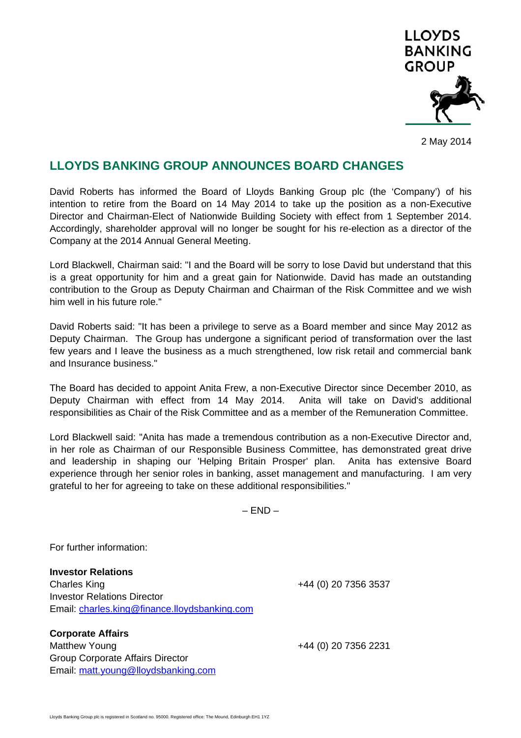LLOYDS BANKING GROUP

2 May 2014

# LLOYDS BANKING GROUP ANNOUNCES BOARD CHANGES

David Roberts has informed the Board of Lloyds Banking Group plc (the 'Company') of his intention to retire from the Board on 14 May 2014 to take up the position as a non-Executive Director and Chairman-Elect of Nationwide Building Society with effect from 1 September 2014. Accordingly, shareholder approval will no longer be sought for his re-election as a director of the Company at the 2014 Annual General Meeting.

Lord Blackwell, Chairman said: "I and the Board will be sorry to lose David but understand that this is a great opportunity for him and a great gain for Nationwide. David has made an outstanding contribution to the Group as Deputy Chairman and Chairman of the Risk Committee and we wish him well in his future role."

David Roberts said: "It has been a privilege to serve as a Board member and since May 2012 as Deputy Chairman. The Group has undergone a significant period of transformation over the last few years and I leave the business as a much strengthened, low risk retail and commercial bank and Insurance business."

The Board has decided to appoint Anita Frew, a non-Executive Director since December 2010, as Deputy Chairman with effect from 14 May 2014. Anita will take on David's additional responsibilities as Chair of the Risk Committee and as a member of the Remuneration Committee.

Lord Blackwell said: "Anita has made a tremendous contribution as a non-Executive Director and, in her role as Chairman of our Responsible Business Committee, has demonstrated great drive and leadership in shaping our 'Helping Britain Prosper' plan. Anita has extensive Board experience through her senior roles in banking, asset management and manufacturing. I am very grateful to her for agreeing to take on these additional responsibilities."

– END –

For further information:

**Investor Relations**
Charles King — +44 (0) 20 7356 3537
Investor Relations Director
Email: charles.king@finance.lloydsbanking.com

**Corporate Affairs**
Matthew Young — +44 (0) 20 7356 2231
Group Corporate Affairs Director
Email: matt.young@lloydsbanking.com

Lloyds Banking Group plc is registered in Scotland no. 95000. Registered office: The Mound, Edinburgh EH1 1YZ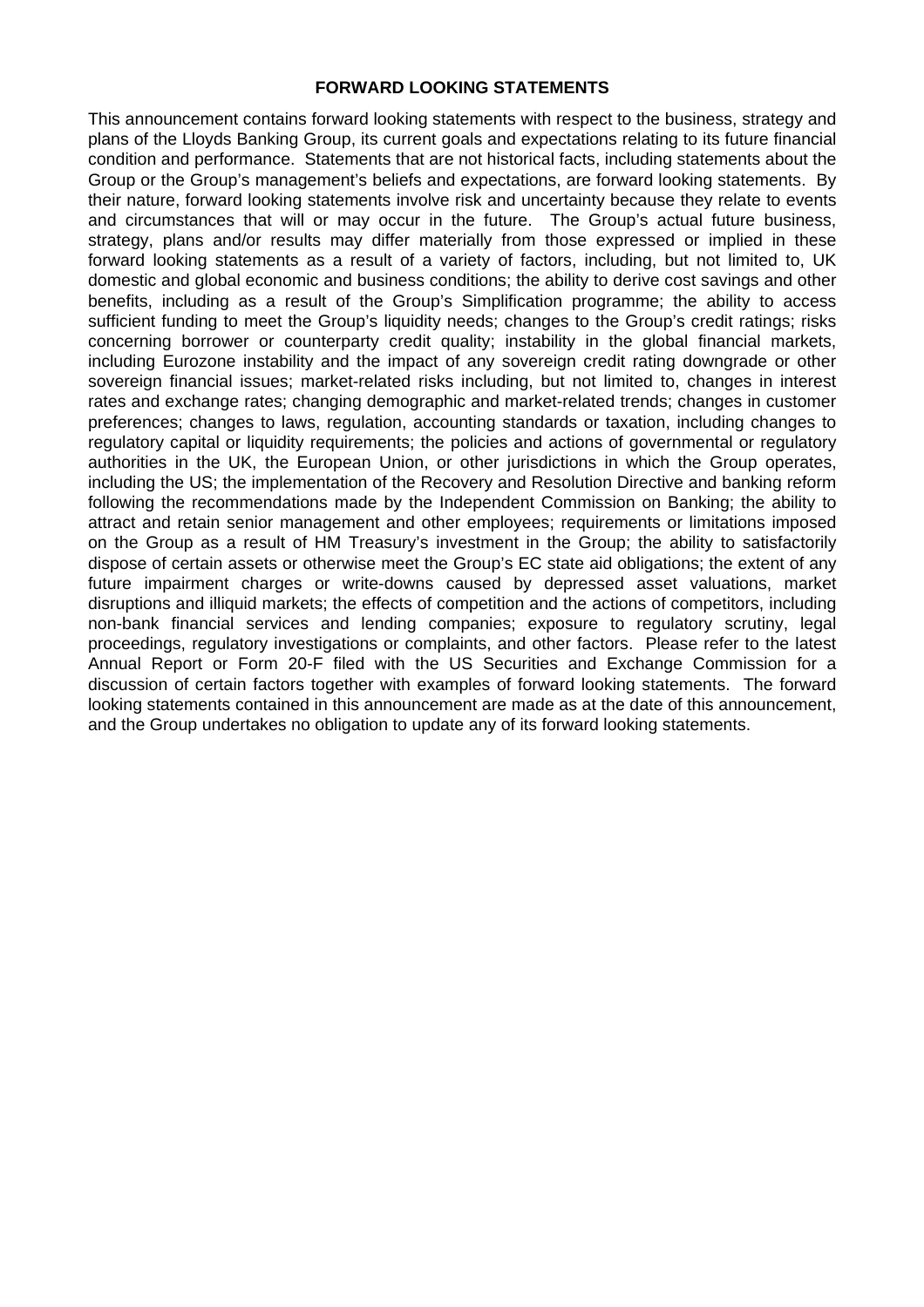**FORWARD LOOKING STATEMENTS**

This announcement contains forward looking statements with respect to the business, strategy and plans of the Lloyds Banking Group, its current goals and expectations relating to its future financial condition and performance. Statements that are not historical facts, including statements about the Group or the Group's management's beliefs and expectations, are forward looking statements. By their nature, forward looking statements involve risk and uncertainty because they relate to events and circumstances that will or may occur in the future. The Group's actual future business, strategy, plans and/or results may differ materially from those expressed or implied in these forward looking statements as a result of a variety of factors, including, but not limited to, UK domestic and global economic and business conditions; the ability to derive cost savings and other benefits, including as a result of the Group's Simplification programme; the ability to access sufficient funding to meet the Group's liquidity needs; changes to the Group's credit ratings; risks concerning borrower or counterparty credit quality; instability in the global financial markets, including Eurozone instability and the impact of any sovereign credit rating downgrade or other sovereign financial issues; market-related risks including, but not limited to, changes in interest rates and exchange rates; changing demographic and market-related trends; changes in customer preferences; changes to laws, regulation, accounting standards or taxation, including changes to regulatory capital or liquidity requirements; the policies and actions of governmental or regulatory authorities in the UK, the European Union, or other jurisdictions in which the Group operates, including the US; the implementation of the Recovery and Resolution Directive and banking reform following the recommendations made by the Independent Commission on Banking; the ability to attract and retain senior management and other employees; requirements or limitations imposed on the Group as a result of HM Treasury's investment in the Group; the ability to satisfactorily dispose of certain assets or otherwise meet the Group's EC state aid obligations; the extent of any future impairment charges or write-downs caused by depressed asset valuations, market disruptions and illiquid markets; the effects of competition and the actions of competitors, including non-bank financial services and lending companies; exposure to regulatory scrutiny, legal proceedings, regulatory investigations or complaints, and other factors. Please refer to the latest Annual Report or Form 20-F filed with the US Securities and Exchange Commission for a discussion of certain factors together with examples of forward looking statements. The forward looking statements contained in this announcement are made as at the date of this announcement, and the Group undertakes no obligation to update any of its forward looking statements.